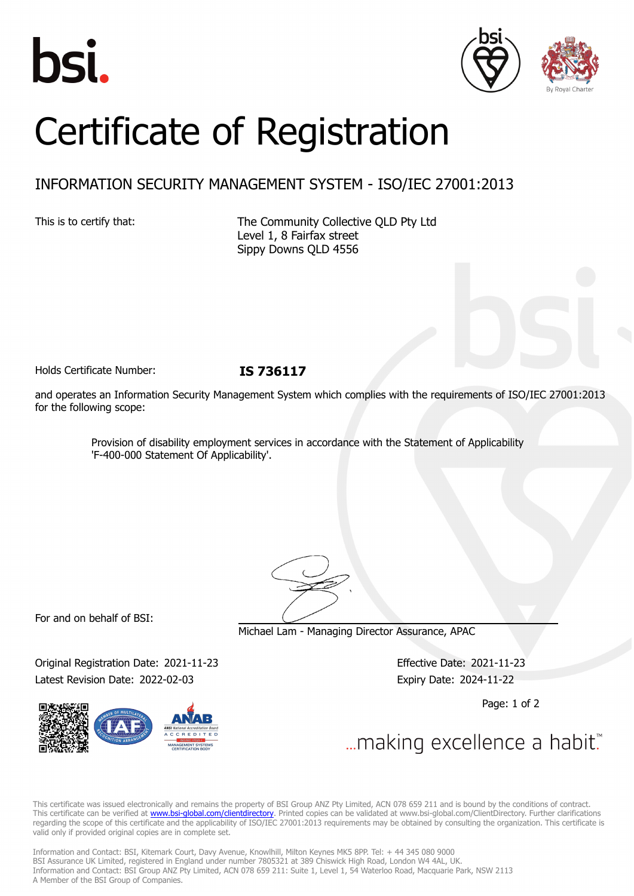bsi.

By Royal Charter

# Certificate of Registration

## INFORMATION SECURITY MANAGEMENT SYSTEM - ISO/IEC 27001:2013

This is to certify that: The Community Collective QLD Pty Ltd
Level 1, 8 Fairfax street
Sippy Downs QLD 4556

Holds Certificate Number: **IS 736117**

and operates an Information Security Management System which complies with the requirements of ISO/IEC 27001:2013 for the following scope:

> Provision of disability employment services in accordance with the Statement of Applicability 'F-400-000 Statement Of Applicability'.

For and on behalf of BSI:

Michael Lam - Managing Director Assurance, APAC

Original Registration Date: 2021-11-23
Latest Revision Date: 2022-02-03

Effective Date: 2021-11-23
Expiry Date: 2024-11-22

...making excellence a habit.™

This certificate was issued electronically and remains the property of BSI Group ANZ Pty Limited, ACN 078 659 211 and is bound by the conditions of contract. This certificate can be verified at www.bsi-global.com/clientdirectory. Printed copies can be validated at www.bsi-global.com/ClientDirectory. Further clarifications regarding the scope of this certificate and the applicability of ISO/IEC 27001:2013 requirements may be obtained by consulting the organization. This certificate is valid only if provided original copies are in complete set.

Information and Contact: BSI, Kitemark Court, Davy Avenue, Knowlhill, Milton Keynes MK5 8PP. Tel: + 44 345 080 9000
BSI Assurance UK Limited, registered in England under number 7805321 at 389 Chiswick High Road, London W4 4AL, UK.
Information and Contact: BSI Group ANZ Pty Limited, ACN 078 659 211: Suite 1, Level 1, 54 Waterloo Road, Macquarie Park, NSW 2113
A Member of the BSI Group of Companies.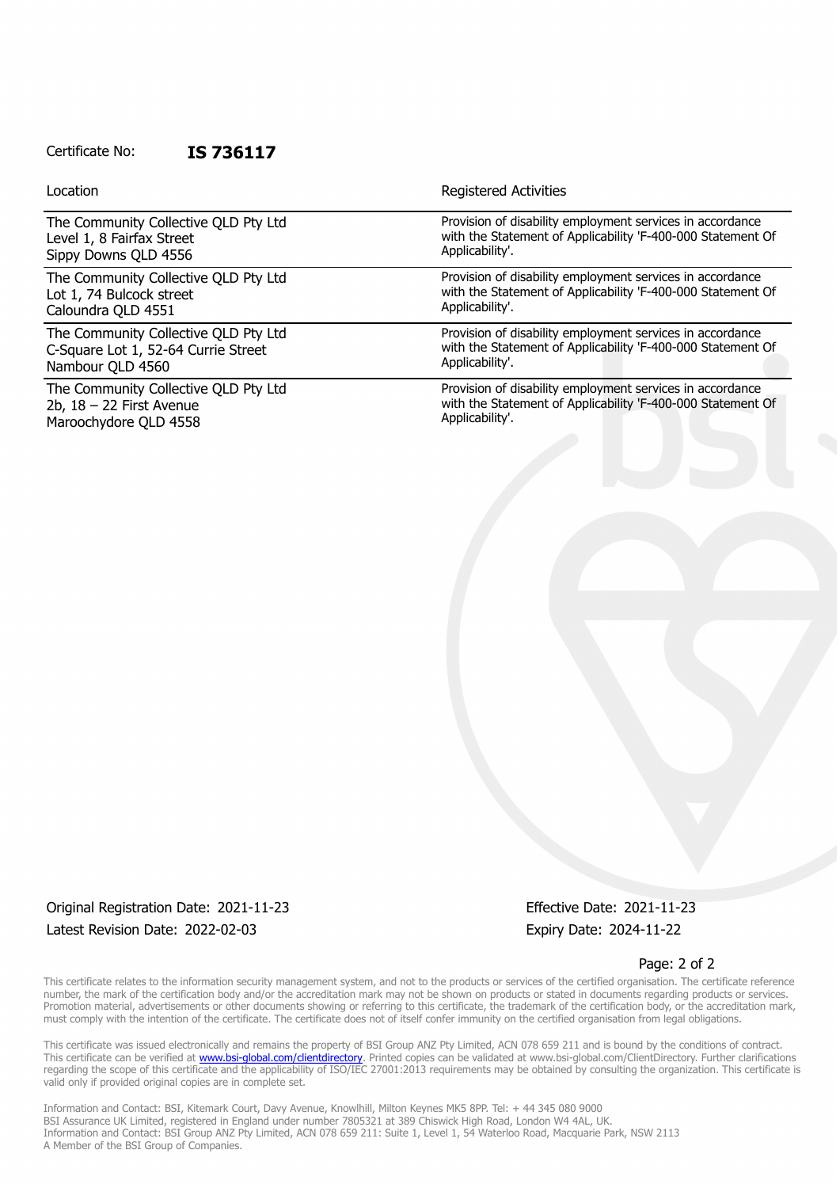Certificate No: **IS 736117**

| Location | Registered Activities |
| --- | --- |
| The Community Collective QLD Pty Ltd<br>Level 1, 8 Fairfax Street<br>Sippy Downs QLD 4556 | Provision of disability employment services in accordance with the Statement of Applicability 'F-400-000 Statement Of Applicability'. |
| The Community Collective QLD Pty Ltd<br>Lot 1, 74 Bulcock street<br>Caloundra QLD 4551 | Provision of disability employment services in accordance with the Statement of Applicability 'F-400-000 Statement Of Applicability'. |
| The Community Collective QLD Pty Ltd<br>C-Square Lot 1, 52-64 Currie Street<br>Nambour QLD 4560 | Provision of disability employment services in accordance with the Statement of Applicability 'F-400-000 Statement Of Applicability'. |
| The Community Collective QLD Pty Ltd<br>2b, 18 – 22 First Avenue<br>Maroochydore QLD 4558 | Provision of disability employment services in accordance with the Statement of Applicability 'F-400-000 Statement Of Applicability'. |

Original Registration Date: 2021-11-23
Latest Revision Date: 2022-02-03

Effective Date: 2021-11-23
Expiry Date: 2024-11-22

This certificate relates to the information security management system, and not to the products or services of the certified organisation. The certificate reference number, the mark of the certification body and/or the accreditation mark may not be shown on products or stated in documents regarding products or services. Promotion material, advertisements or other documents showing or referring to this certificate, the trademark of the certification body, or the accreditation mark, must comply with the intention of the certificate. The certificate does not of itself confer immunity on the certified organisation from legal obligations.

This certificate was issued electronically and remains the property of BSI Group ANZ Pty Limited, ACN 078 659 211 and is bound by the conditions of contract. This certificate can be verified at www.bsi-global.com/clientdirectory. Printed copies can be validated at www.bsi-global.com/ClientDirectory. Further clarifications regarding the scope of this certificate and the applicability of ISO/IEC 27001:2013 requirements may be obtained by consulting the organization. This certificate is valid only if provided original copies are in complete set.

Information and Contact: BSI, Kitemark Court, Davy Avenue, Knowlhill, Milton Keynes MK5 8PP. Tel: + 44 345 080 9000
BSI Assurance UK Limited, registered in England under number 7805321 at 389 Chiswick High Road, London W4 4AL, UK.
Information and Contact: BSI Group ANZ Pty Limited, ACN 078 659 211: Suite 1, Level 1, 54 Waterloo Road, Macquarie Park, NSW 2113
A Member of the BSI Group of Companies.